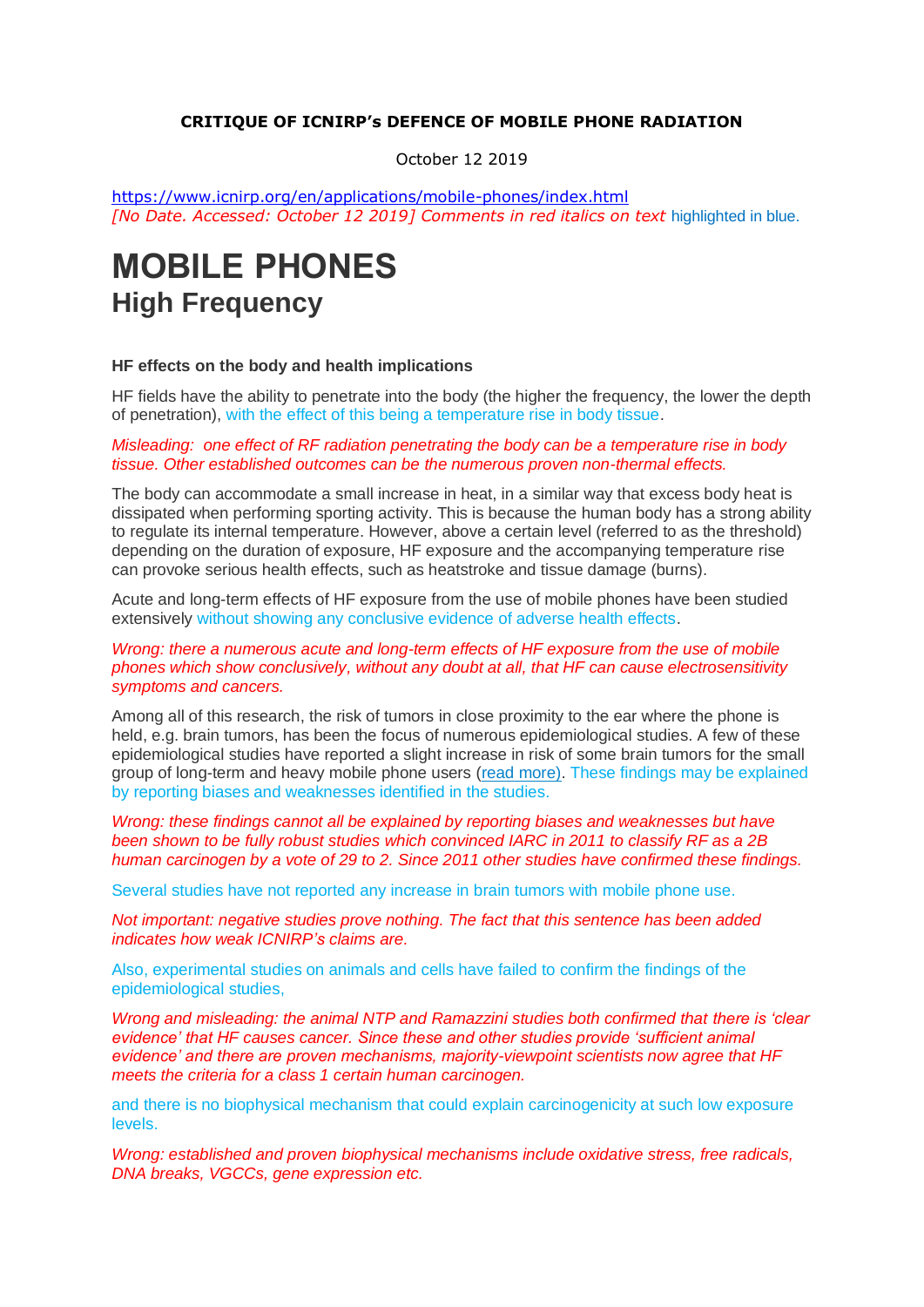**CRITIQUE OF ICNIRP's DEFENCE OF MOBILE PHONE RADIATION**

October 12 2019

https://www.icnirp.org/en/applications/mobile-phones/index.html
*[No Date. Accessed: October 12 2019] Comments in red italics on text* highlighted in blue.

# MOBILE PHONES

## High Frequency

**HF effects on the body and health implications**

HF fields have the ability to penetrate into the body (the higher the frequency, the lower the depth of penetration), with the effect of this being a temperature rise in body tissue.

*Misleading: one effect of RF radiation penetrating the body can be a temperature rise in body tissue. Other established outcomes can be the numerous proven non-thermal effects.*

The body can accommodate a small increase in heat, in a similar way that excess body heat is dissipated when performing sporting activity. This is because the human body has a strong ability to regulate its internal temperature. However, above a certain level (referred to as the threshold) depending on the duration of exposure, HF exposure and the accompanying temperature rise can provoke serious health effects, such as heatstroke and tissue damage (burns).

Acute and long-term effects of HF exposure from the use of mobile phones have been studied extensively without showing any conclusive evidence of adverse health effects.

*Wrong: there a numerous acute and long-term effects of HF exposure from the use of mobile phones which show conclusively, without any doubt at all, that HF can cause electrosensitivity symptoms and cancers.*

Among all of this research, the risk of tumors in close proximity to the ear where the phone is held, e.g. brain tumors, has been the focus of numerous epidemiological studies. A few of these epidemiological studies have reported a slight increase in risk of some brain tumors for the small group of long-term and heavy mobile phone users (read more). These findings may be explained by reporting biases and weaknesses identified in the studies.

*Wrong: these findings cannot all be explained by reporting biases and weaknesses but have been shown to be fully robust studies which convinced IARC in 2011 to classify RF as a 2B human carcinogen by a vote of 29 to 2. Since 2011 other studies have confirmed these findings.*

Several studies have not reported any increase in brain tumors with mobile phone use.

*Not important: negative studies prove nothing. The fact that this sentence has been added indicates how weak ICNIRP's claims are.*

Also, experimental studies on animals and cells have failed to confirm the findings of the epidemiological studies,

*Wrong and misleading: the animal NTP and Ramazzini studies both confirmed that there is 'clear evidence' that HF causes cancer. Since these and other studies provide 'sufficient animal evidence' and there are proven mechanisms, majority-viewpoint scientists now agree that HF meets the criteria for a class 1 certain human carcinogen.*

and there is no biophysical mechanism that could explain carcinogenicity at such low exposure levels.

*Wrong: established and proven biophysical mechanisms include oxidative stress, free radicals, DNA breaks, VGCCs, gene expression etc.*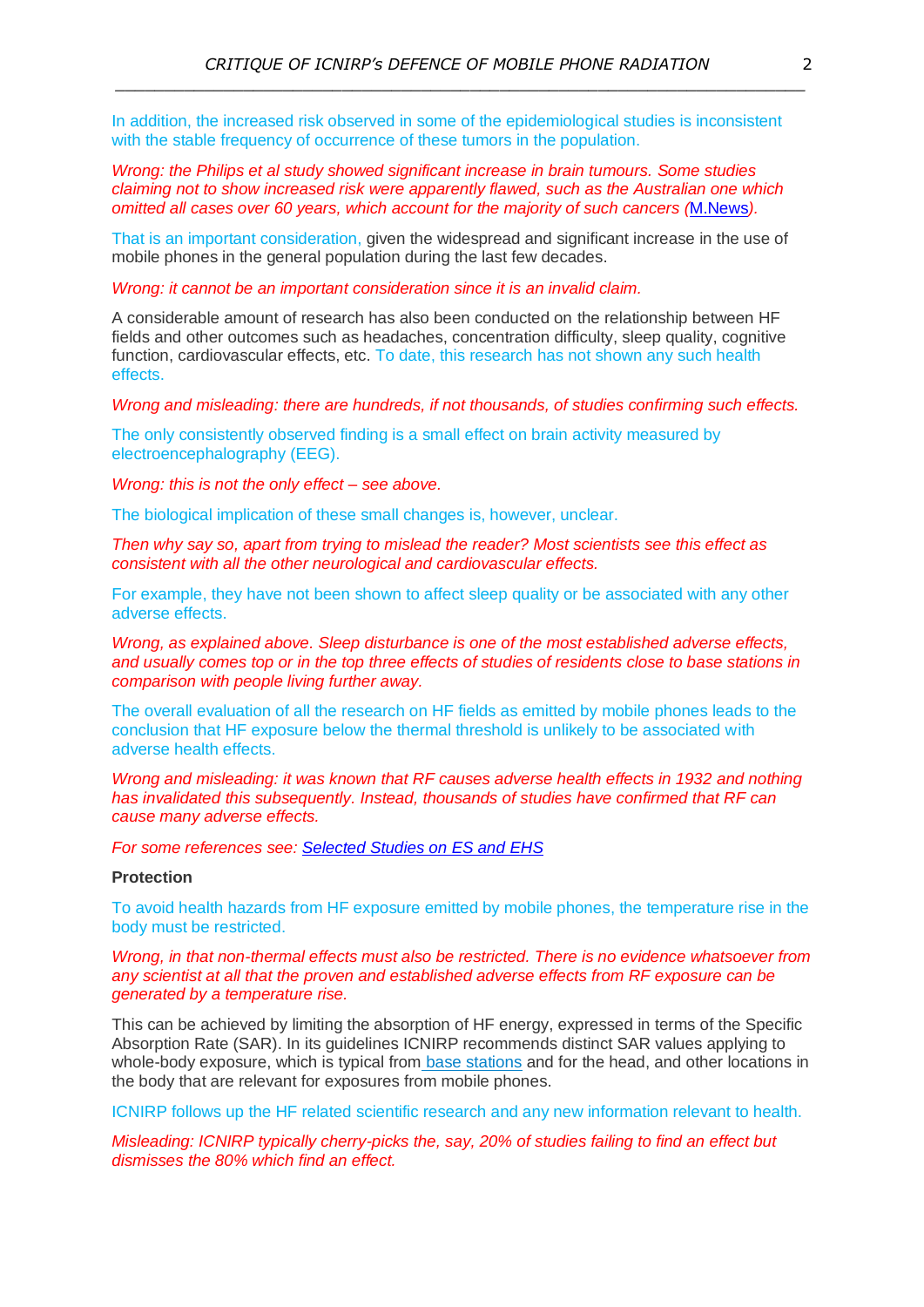In addition, the increased risk observed in some of the epidemiological studies is inconsistent with the stable frequency of occurrence of these tumors in the population.

*Wrong: the Philips et al study showed significant increase in brain tumours. Some studies claiming not to show increased risk were apparently flawed, such as the Australian one which omitted all cases over 60 years, which account for the majority of such cancers ([M.News](M.News)).*

That is an important consideration, given the widespread and significant increase in the use of mobile phones in the general population during the last few decades.

*Wrong: it cannot be an important consideration since it is an invalid claim.*

A considerable amount of research has also been conducted on the relationship between HF fields and other outcomes such as headaches, concentration difficulty, sleep quality, cognitive function, cardiovascular effects, etc. To date, this research has not shown any such health effects.

*Wrong and misleading: there are hundreds, if not thousands, of studies confirming such effects.*

The only consistently observed finding is a small effect on brain activity measured by electroencephalography (EEG).

*Wrong: this is not the only effect – see above.*

The biological implication of these small changes is, however, unclear.

*Then why say so, apart from trying to mislead the reader? Most scientists see this effect as consistent with all the other neurological and cardiovascular effects.*

For example, they have not been shown to affect sleep quality or be associated with any other adverse effects.

*Wrong, as explained above. Sleep disturbance is one of the most established adverse effects, and usually comes top or in the top three effects of studies of residents close to base stations in comparison with people living further away.*

The overall evaluation of all the research on HF fields as emitted by mobile phones leads to the conclusion that HF exposure below the thermal threshold is unlikely to be associated with adverse health effects.

*Wrong and misleading: it was known that RF causes adverse health effects in 1932 and nothing has invalidated this subsequently. Instead, thousands of studies have confirmed that RF can cause many adverse effects.*

*For some references see: [Selected Studies on ES and EHS](Selected Studies on ES and EHS)*

**Protection**

To avoid health hazards from HF exposure emitted by mobile phones, the temperature rise in the body must be restricted.

*Wrong, in that non-thermal effects must also be restricted. There is no evidence whatsoever from any scientist at all that the proven and established adverse effects from RF exposure can be generated by a temperature rise.*

This can be achieved by limiting the absorption of HF energy, expressed in terms of the Specific Absorption Rate (SAR). In its guidelines ICNIRP recommends distinct SAR values applying to whole-body exposure, which is typical from [base stations](base stations) and for the head, and other locations in the body that are relevant for exposures from mobile phones.

ICNIRP follows up the HF related scientific research and any new information relevant to health.

*Misleading: ICNIRP typically cherry-picks the, say, 20% of studies failing to find an effect but dismisses the 80% which find an effect.*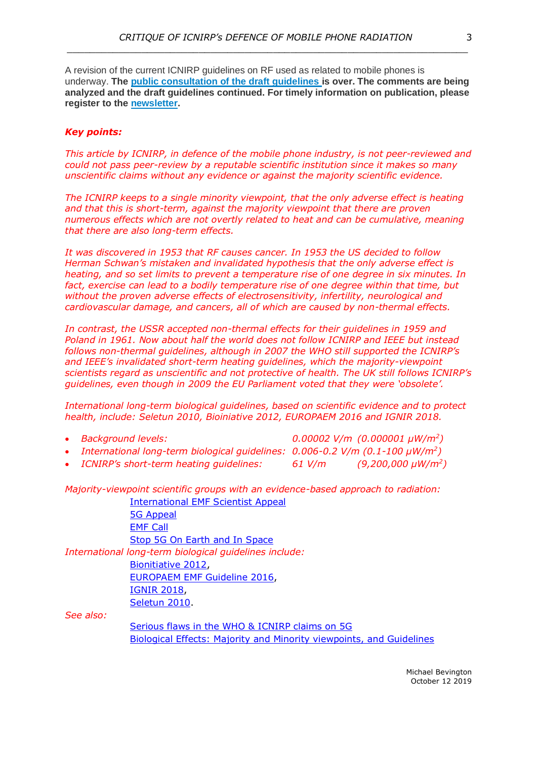A revision of the current ICNIRP guidelines on RF used as related to mobile phones is underway. **The [public consultation of the draft guidelines ]is over. The comments are being analyzed and the draft guidelines continued. For timely information on publication, please register to the [newsletter].**

***Key points:***

*This article by ICNIRP, in defence of the mobile phone industry, is not peer-reviewed and could not pass peer-review by a reputable scientific institution since it makes so many unscientific claims without any evidence or against the majority scientific evidence.*

*The ICNIRP keeps to a single minority viewpoint, that the only adverse effect is heating and that this is short-term, against the majority viewpoint that there are proven numerous effects which are not overtly related to heat and can be cumulative, meaning that there are also long-term effects.*

*It was discovered in 1953 that RF causes cancer. In 1953 the US decided to follow Herman Schwan's mistaken and invalidated hypothesis that the only adverse effect is heating, and so set limits to prevent a temperature rise of one degree in six minutes. In fact, exercise can lead to a bodily temperature rise of one degree within that time, but without the proven adverse effects of electrosensitivity, infertility, neurological and cardiovascular damage, and cancers, all of which are caused by non-thermal effects.*

*In contrast, the USSR accepted non-thermal effects for their guidelines in 1959 and Poland in 1961. Now about half the world does not follow ICNIRP and IEEE but instead follows non-thermal guidelines, although in 2007 the WHO still supported the ICNIRP's and IEEE's invalidated short-term heating guidelines, which the majority-viewpoint scientists regard as unscientific and not protective of health. The UK still follows ICNIRP's guidelines, even though in 2009 the EU Parliament voted that they were 'obsolete'.*

*International long-term biological guidelines, based on scientific evidence and to protect health, include: Seletun 2010, Bioiniative 2012, EUROPAEM 2016 and IGNIR 2018.*

- *Background levels:* *0.00002 V/m (0.000001 μW/m$^2$)*
- *International long-term biological guidelines:* *0.006-0.2 V/m (0.1-100 μW/m$^2$)*
- *ICNIRP's short-term heating guidelines:* *61 V/m (9,200,000 μW/m$^2$)*

*Majority-viewpoint scientific groups with an evidence-based approach to radiation:*

[International EMF Scientist Appeal]
[5G Appeal]
[EMF Call]
[Stop 5G On Earth and In Space]

*International long-term biological guidelines include:*

[Bionitiative 2012],
[EUROPAEM EMF Guideline 2016],
[IGNIR 2018],
[Seletun 2010].

*See also:*

[Serious flaws in the WHO & ICNIRP claims on 5G]
[Biological Effects: Majority and Minority viewpoints, and Guidelines]

Michael Bevington
October 12 2019